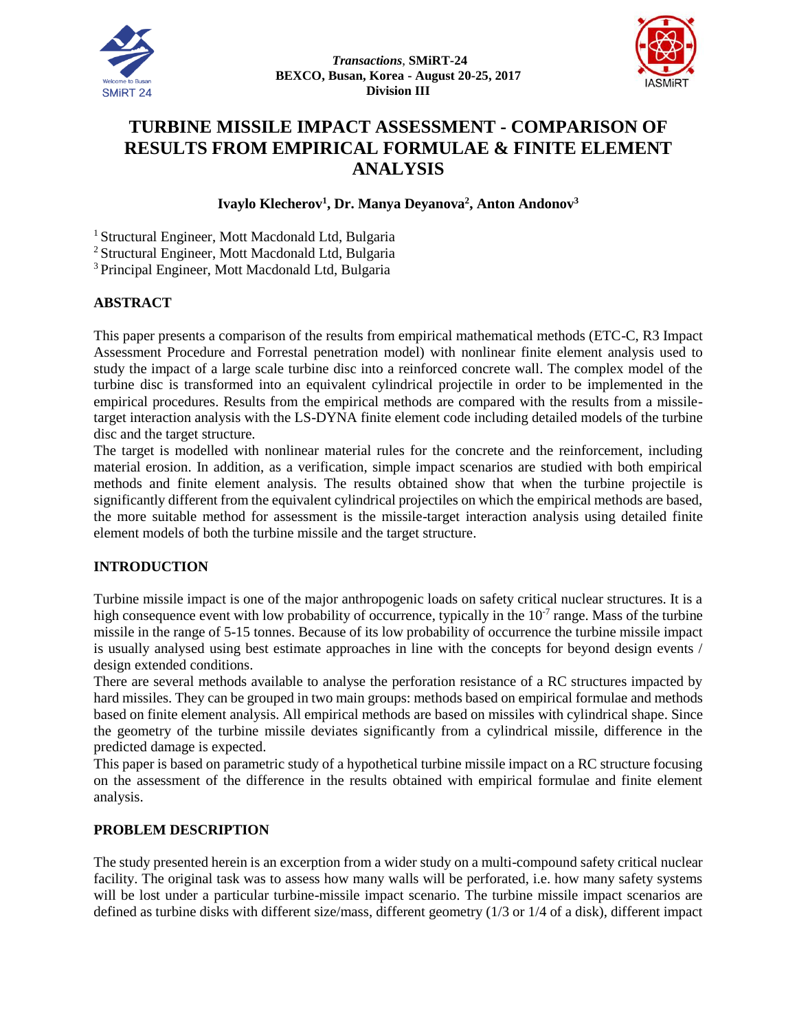# TURBINE MISSILE IMPACT ASSESSMENT - COMPARISON OF RESULTS FROM EMPIRICAL FORMULAE & FINITE ELEMENT ANALYSIS

**Ivaylo Klecherov[1], Dr. Manya Deyanova[2], Anton Andonov[3]**

[1] Structural Engineer, Mott Macdonald Ltd, Bulgaria
[2] Structural Engineer, Mott Macdonald Ltd, Bulgaria
[3] Principal Engineer, Mott Macdonald Ltd, Bulgaria

## ABSTRACT

This paper presents a comparison of the results from empirical mathematical methods (ETC-C, R3 Impact Assessment Procedure and Forrestal penetration model) with nonlinear finite element analysis used to study the impact of a large scale turbine disc into a reinforced concrete wall. The complex model of the turbine disc is transformed into an equivalent cylindrical projectile in order to be implemented in the empirical procedures. Results from the empirical methods are compared with the results from a missile-target interaction analysis with the LS-DYNA finite element code including detailed models of the turbine disc and the target structure.

The target is modelled with nonlinear material rules for the concrete and the reinforcement, including material erosion. In addition, as a verification, simple impact scenarios are studied with both empirical methods and finite element analysis. The results obtained show that when the turbine projectile is significantly different from the equivalent cylindrical projectiles on which the empirical methods are based, the more suitable method for assessment is the missile-target interaction analysis using detailed finite element models of both the turbine missile and the target structure.

## INTRODUCTION

Turbine missile impact is one of the major anthropogenic loads on safety critical nuclear structures. It is a high consequence event with low probability of occurrence, typically in the $10^{-7}$ range. Mass of the turbine missile in the range of 5-15 tonnes. Because of its low probability of occurrence the turbine missile impact is usually analysed using best estimate approaches in line with the concepts for beyond design events / design extended conditions.

There are several methods available to analyse the perforation resistance of a RC structures impacted by hard missiles. They can be grouped in two main groups: methods based on empirical formulae and methods based on finite element analysis. All empirical methods are based on missiles with cylindrical shape. Since the geometry of the turbine missile deviates significantly from a cylindrical missile, difference in the predicted damage is expected.

This paper is based on parametric study of a hypothetical turbine missile impact on a RC structure focusing on the assessment of the difference in the results obtained with empirical formulae and finite element analysis.

## PROBLEM DESCRIPTION

The study presented herein is an excerption from a wider study on a multi-compound safety critical nuclear facility. The original task was to assess how many walls will be perforated, i.e. how many safety systems will be lost under a particular turbine-missile impact scenario. The turbine missile impact scenarios are defined as turbine disks with different size/mass, different geometry (1/3 or 1/4 of a disk), different impact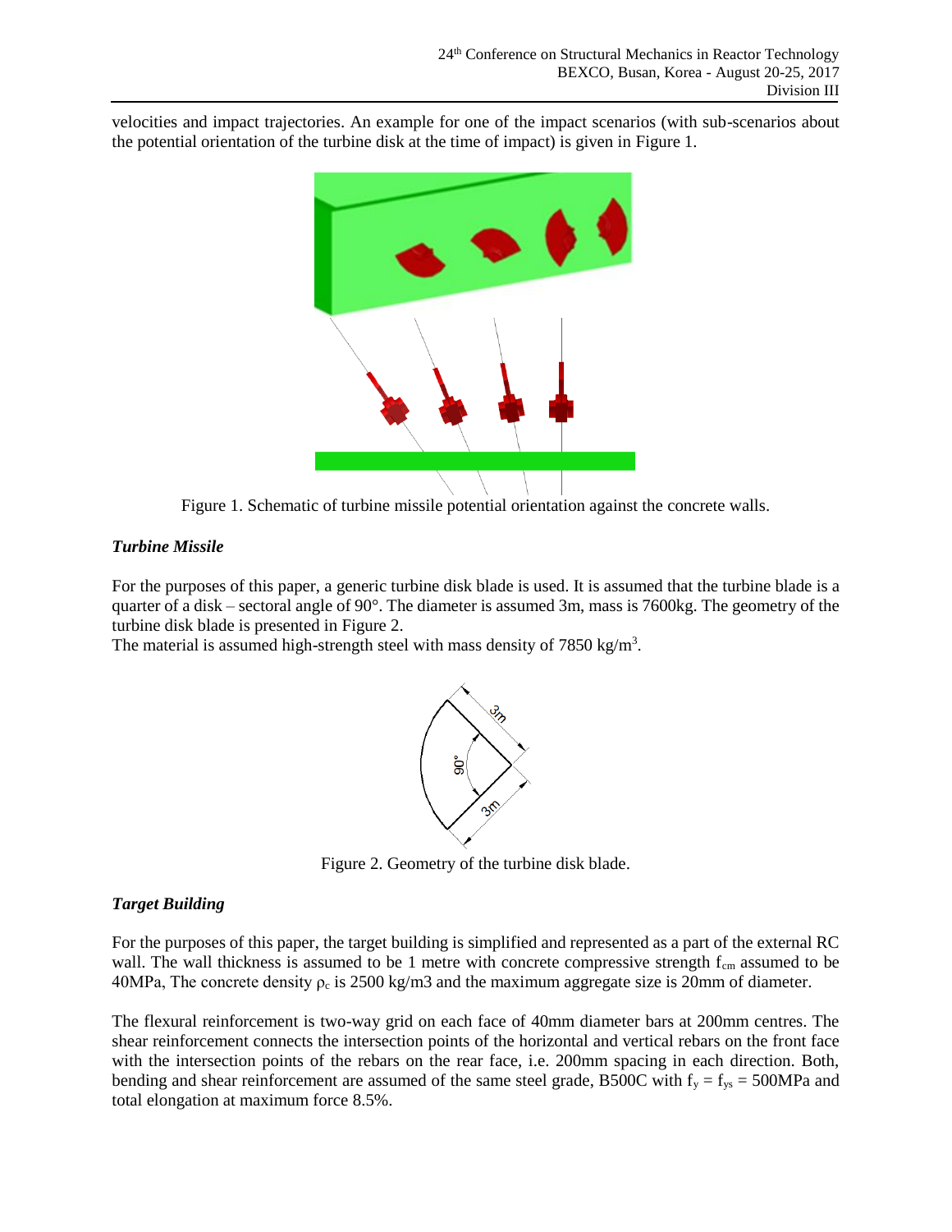velocities and impact trajectories. An example for one of the impact scenarios (with sub-scenarios about the potential orientation of the turbine disk at the time of impact) is given in Figure 1.

Figure 1. Schematic of turbine missile potential orientation against the concrete walls.

### *Turbine Missile*

For the purposes of this paper, a generic turbine disk blade is used. It is assumed that the turbine blade is a quarter of a disk – sectoral angle of 90°. The diameter is assumed 3m, mass is 7600kg. The geometry of the turbine disk blade is presented in Figure 2.
The material is assumed high-strength steel with mass density of 7850 kg/m$^3$.

Figure 2. Geometry of the turbine disk blade.

### *Target Building*

For the purposes of this paper, the target building is simplified and represented as a part of the external RC wall. The wall thickness is assumed to be 1 metre with concrete compressive strength $f_{cm}$ assumed to be 40MPa, The concrete density $\rho_c$ is 2500 kg/m3 and the maximum aggregate size is 20mm of diameter.

The flexural reinforcement is two-way grid on each face of 40mm diameter bars at 200mm centres. The shear reinforcement connects the intersection points of the horizontal and vertical rebars on the front face with the intersection points of the rebars on the rear face, i.e. 200mm spacing in each direction. Both, bending and shear reinforcement are assumed of the same steel grade, B500C with $f_y = f_{ys} = 500$MPa and total elongation at maximum force 8.5%.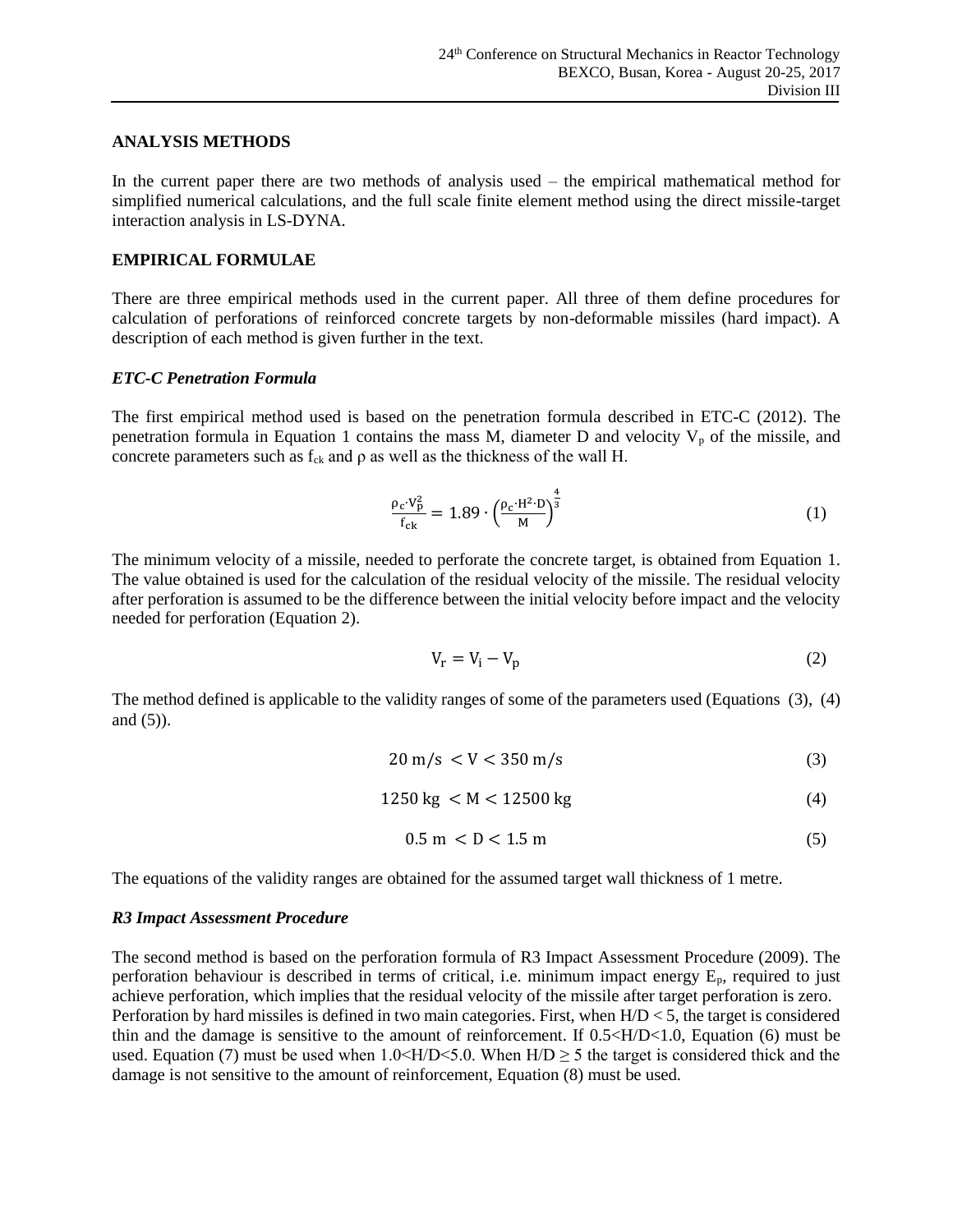## ANALYSIS METHODS

In the current paper there are two methods of analysis used – the empirical mathematical method for simplified numerical calculations, and the full scale finite element method using the direct missile-target interaction analysis in LS-DYNA.

## EMPIRICAL FORMULAE

There are three empirical methods used in the current paper. All three of them define procedures for calculation of perforations of reinforced concrete targets by non-deformable missiles (hard impact). A description of each method is given further in the text.

### *ETC-C Penetration Formula*

The first empirical method used is based on the penetration formula described in ETC-C (2012). The penetration formula in Equation 1 contains the mass M, diameter D and velocity $V_p$ of the missile, and concrete parameters such as $f_{ck}$ and ρ as well as the thickness of the wall H.

$$\frac{\rho_c \cdot V_p^2}{f_{ck}} = 1.89 \cdot \left(\frac{\rho_c \cdot H^2 \cdot D}{M}\right)^{\frac{4}{3}} \tag{1}$$

The minimum velocity of a missile, needed to perforate the concrete target, is obtained from Equation 1. The value obtained is used for the calculation of the residual velocity of the missile. The residual velocity after perforation is assumed to be the difference between the initial velocity before impact and the velocity needed for perforation (Equation 2).

$$V_r = V_i - V_p \tag{2}$$

The method defined is applicable to the validity ranges of some of the parameters used (Equations (3), (4) and (5)).

$$20 \text{ m/s} < V < 350 \text{ m/s} \tag{3}$$

$$1250 \text{ kg} < M < 12500 \text{ kg} \tag{4}$$

$$0.5 \text{ m} < D < 1.5 \text{ m} \tag{5}$$

The equations of the validity ranges are obtained for the assumed target wall thickness of 1 metre.

### *R3 Impact Assessment Procedure*

The second method is based on the perforation formula of R3 Impact Assessment Procedure (2009). The perforation behaviour is described in terms of critical, i.e. minimum impact energy $E_p$, required to just achieve perforation, which implies that the residual velocity of the missile after target perforation is zero. Perforation by hard missiles is defined in two main categories. First, when $H/D < 5$, the target is considered thin and the damage is sensitive to the amount of reinforcement. If $0.5<H/D<1.0$, Equation (6) must be used. Equation (7) must be used when $1.0<H/D<5.0$. When $H/D \geq 5$ the target is considered thick and the damage is not sensitive to the amount of reinforcement, Equation (8) must be used.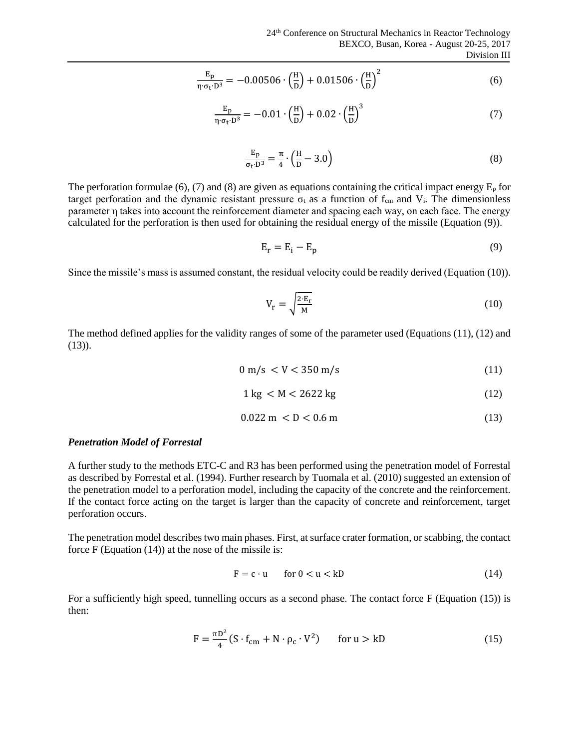$$\frac{E_p}{\eta \cdot \sigma_t \cdot D^3} = -0.00506 \cdot \left(\frac{H}{D}\right) + 0.01506 \cdot \left(\frac{H}{D}\right)^2 \quad (6)$$

$$\frac{E_p}{\eta \cdot \sigma_t \cdot D^3} = -0.01 \cdot \left(\frac{H}{D}\right) + 0.02 \cdot \left(\frac{H}{D}\right)^3 \quad (7)$$

$$\frac{E_p}{\sigma_t \cdot D^3} = \frac{\pi}{4} \cdot \left(\frac{H}{D} - 3.0\right) \quad (8)$$

The perforation formulae (6), (7) and (8) are given as equations containing the critical impact energy $E_p$ for target perforation and the dynamic resistant pressure $\sigma_t$ as a function of $f_{cm}$ and $V_i$. The dimensionless parameter $\eta$ takes into account the reinforcement diameter and spacing each way, on each face. The energy calculated for the perforation is then used for obtaining the residual energy of the missile (Equation (9)).

$$E_r = E_i - E_p \quad (9)$$

Since the missile's mass is assumed constant, the residual velocity could be readily derived (Equation (10)).

$$V_r = \sqrt{\frac{2 \cdot E_r}{M}} \quad (10)$$

The method defined applies for the validity ranges of some of the parameter used (Equations (11), (12) and (13)).

$$0 \text{ m/s} < V < 350 \text{ m/s} \quad (11)$$

$$1 \text{ kg} < M < 2622 \text{ kg} \quad (12)$$

$$0.022 \text{ m} < D < 0.6 \text{ m} \quad (13)$$

### *Penetration Model of Forrestal*

A further study to the methods ETC-C and R3 has been performed using the penetration model of Forrestal as described by Forrestal et al. (1994). Further research by Tuomala et al. (2010) suggested an extension of the penetration model to a perforation model, including the capacity of the concrete and the reinforcement. If the contact force acting on the target is larger than the capacity of concrete and reinforcement, target perforation occurs.

The penetration model describes two main phases. First, at surface crater formation, or scabbing, the contact force F (Equation (14)) at the nose of the missile is:

$$F = c \cdot u \qquad \text{for } 0 < u < kD \quad (14)$$

For a sufficiently high speed, tunnelling occurs as a second phase. The contact force F (Equation (15)) is then:

$$F = \frac{\pi D^2}{4}\left(S \cdot f_{cm} + N \cdot \rho_c \cdot V^2\right) \qquad \text{for } u > kD \quad (15)$$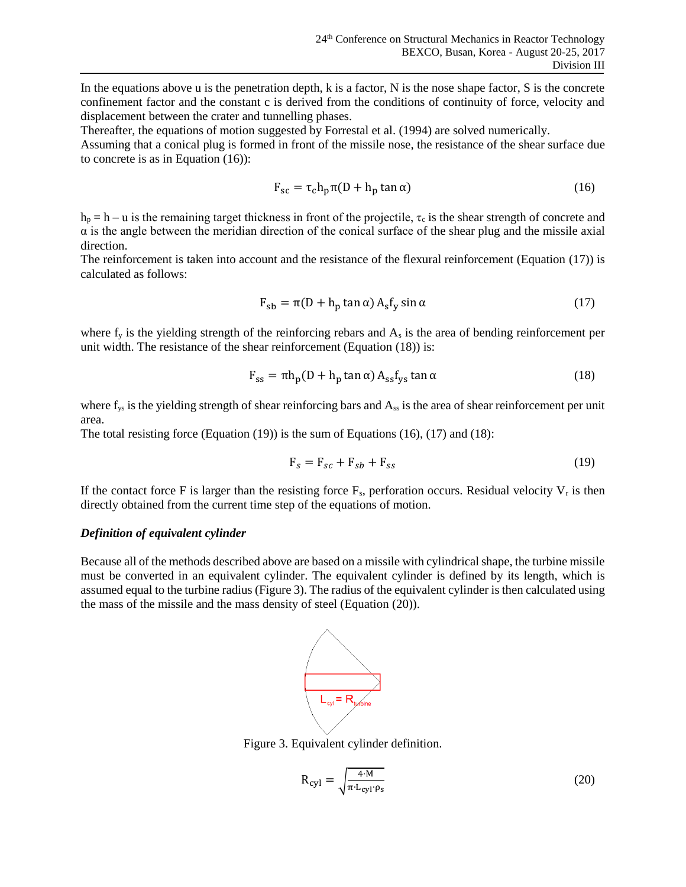In the equations above u is the penetration depth, k is a factor, N is the nose shape factor, S is the concrete confinement factor and the constant c is derived from the conditions of continuity of force, velocity and displacement between the crater and tunnelling phases.

Thereafter, the equations of motion suggested by Forrestal et al. (1994) are solved numerically.

Assuming that a conical plug is formed in front of the missile nose, the resistance of the shear surface due to concrete is as in Equation (16)):

$$F_{sc} = \tau_c h_p \pi (D + h_p \tan\alpha) \tag{16}$$

$h_p = h - u$ is the remaining target thickness in front of the projectile, $\tau_c$ is the shear strength of concrete and $\alpha$ is the angle between the meridian direction of the conical surface of the shear plug and the missile axial direction.

The reinforcement is taken into account and the resistance of the flexural reinforcement (Equation (17)) is calculated as follows:

$$F_{sb} = \pi (D + h_p \tan\alpha) A_s f_y \sin\alpha \tag{17}$$

where $f_y$ is the yielding strength of the reinforcing rebars and $A_s$ is the area of bending reinforcement per unit width. The resistance of the shear reinforcement (Equation (18)) is:

$$F_{ss} = \pi h_p (D + h_p \tan\alpha) A_{ss} f_{ys} \tan\alpha \tag{18}$$

where $f_{ys}$ is the yielding strength of shear reinforcing bars and $A_{ss}$ is the area of shear reinforcement per unit area.

The total resisting force (Equation (19)) is the sum of Equations (16), (17) and (18):

$$F_s = F_{sc} + F_{sb} + F_{ss} \tag{19}$$

If the contact force F is larger than the resisting force $F_s$, perforation occurs. Residual velocity $V_r$ is then directly obtained from the current time step of the equations of motion.

***Definition of equivalent cylinder***

Because all of the methods described above are based on a missile with cylindrical shape, the turbine missile must be converted in an equivalent cylinder. The equivalent cylinder is defined by its length, which is assumed equal to the turbine radius (Figure 3). The radius of the equivalent cylinder is then calculated using the mass of the missile and the mass density of steel (Equation (20)).

$L_{cyl} = R_{turbine}$

Figure 3. Equivalent cylinder definition.

$$R_{cyl} = \sqrt{\frac{4 \cdot M}{\pi \cdot L_{cyl} \cdot \rho_s}} \tag{20}$$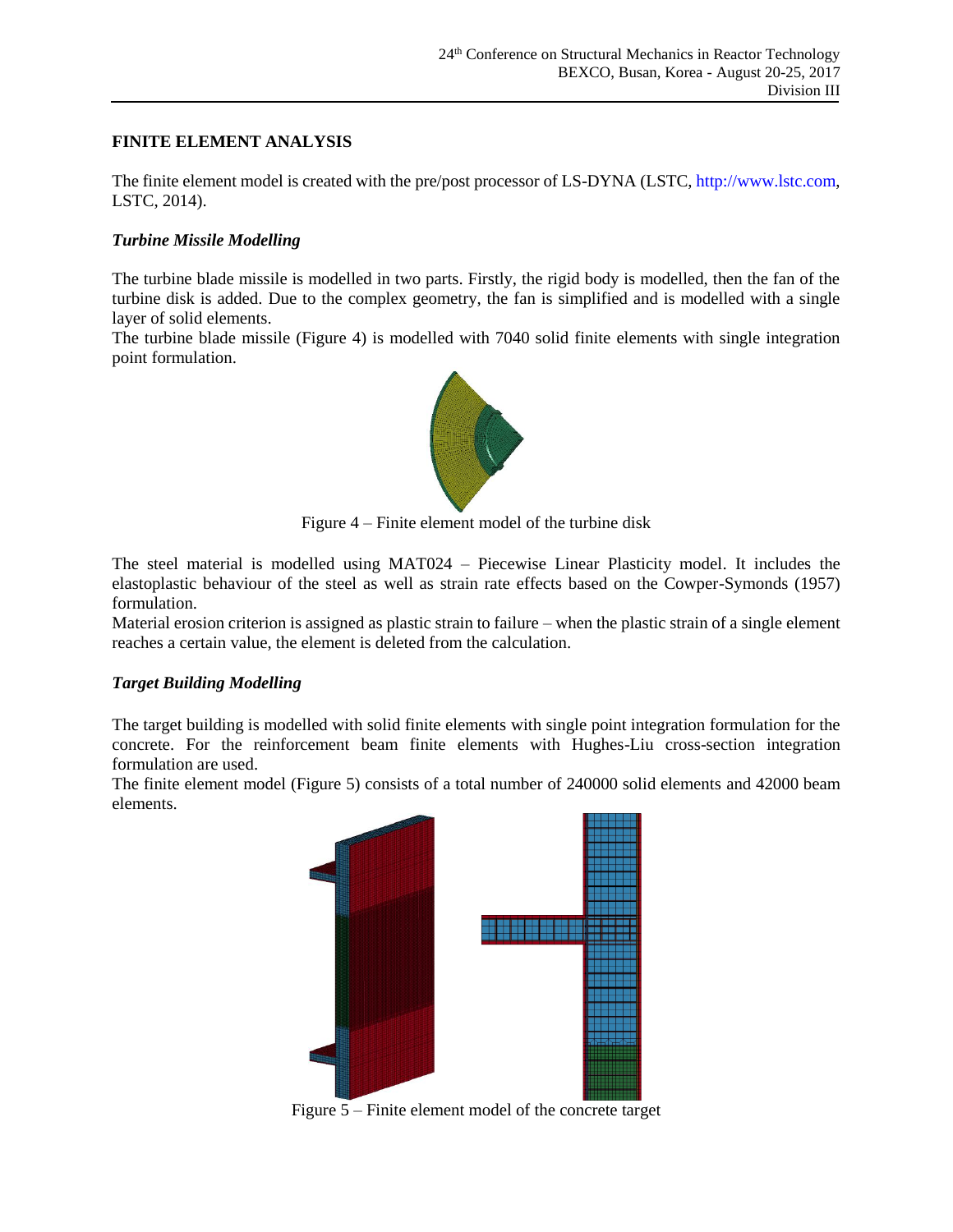## FINITE ELEMENT ANALYSIS

The finite element model is created with the pre/post processor of LS-DYNA (LSTC, http://www.lstc.com, LSTC, 2014).

### *Turbine Missile Modelling*

The turbine blade missile is modelled in two parts. Firstly, the rigid body is modelled, then the fan of the turbine disk is added. Due to the complex geometry, the fan is simplified and is modelled with a single layer of solid elements.
The turbine blade missile (Figure 4) is modelled with 7040 solid finite elements with single integration point formulation.

Figure 4 – Finite element model of the turbine disk

The steel material is modelled using MAT024 – Piecewise Linear Plasticity model. It includes the elastoplastic behaviour of the steel as well as strain rate effects based on the Cowper-Symonds (1957) formulation.
Material erosion criterion is assigned as plastic strain to failure – when the plastic strain of a single element reaches a certain value, the element is deleted from the calculation.

### *Target Building Modelling*

The target building is modelled with solid finite elements with single point integration formulation for the concrete. For the reinforcement beam finite elements with Hughes-Liu cross-section integration formulation are used.
The finite element model (Figure 5) consists of a total number of 240000 solid elements and 42000 beam elements.

Figure 5 – Finite element model of the concrete target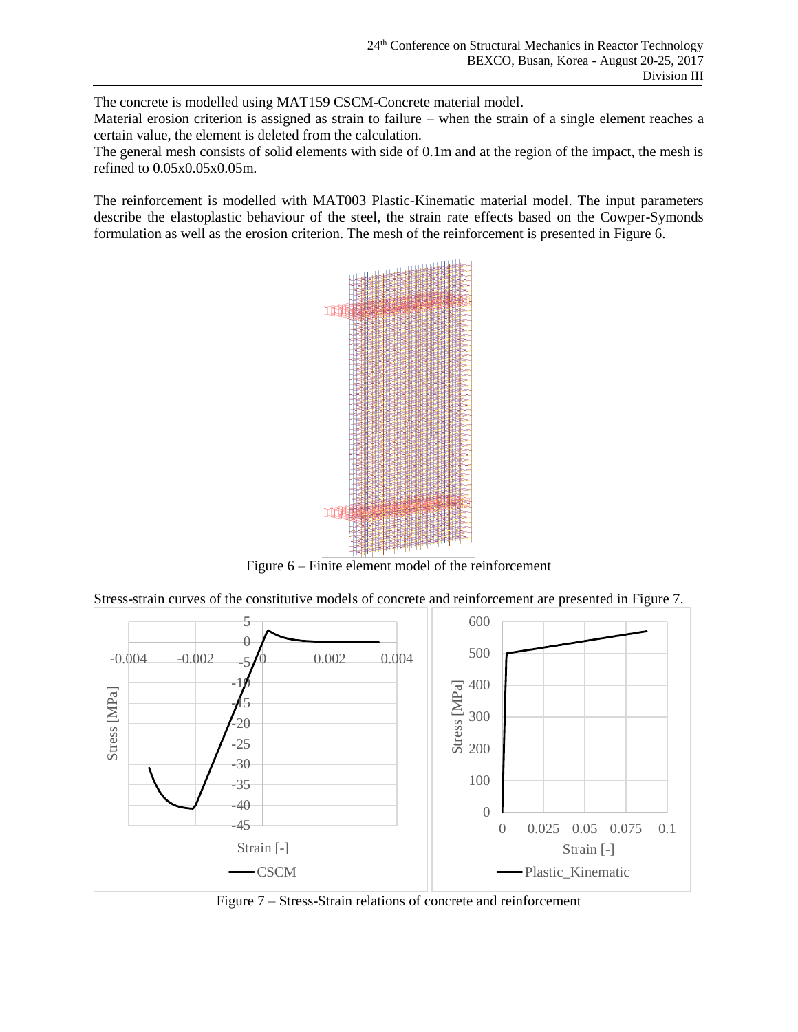The concrete is modelled using MAT159 CSCM-Concrete material model.

Material erosion criterion is assigned as strain to failure – when the strain of a single element reaches a certain value, the element is deleted from the calculation.

The general mesh consists of solid elements with side of 0.1m and at the region of the impact, the mesh is refined to 0.05x0.05x0.05m.

The reinforcement is modelled with MAT003 Plastic-Kinematic material model. The input parameters describe the elastoplastic behaviour of the steel, the strain rate effects based on the Cowper-Symonds formulation as well as the erosion criterion. The mesh of the reinforcement is presented in Figure 6.

Figure 6 – Finite element model of the reinforcement

Stress-strain curves of the constitutive models of concrete and reinforcement are presented in Figure 7.

Figure 7 – Stress-Strain relations of concrete and reinforcement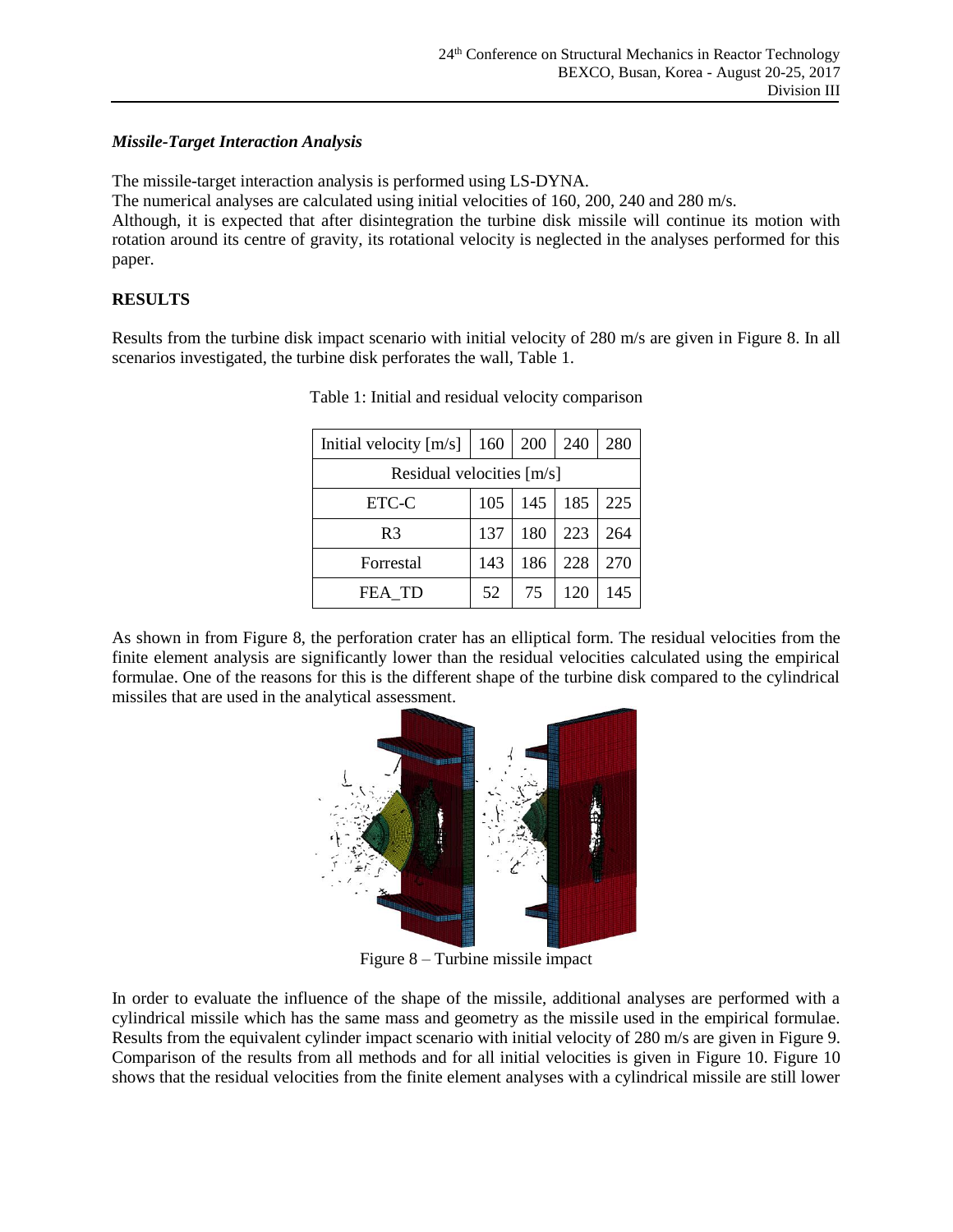### *Missile-Target Interaction Analysis*

The missile-target interaction analysis is performed using LS-DYNA.

The numerical analyses are calculated using initial velocities of 160, 200, 240 and 280 m/s.

Although, it is expected that after disintegration the turbine disk missile will continue its motion with rotation around its centre of gravity, its rotational velocity is neglected in the analyses performed for this paper.

## RESULTS

Results from the turbine disk impact scenario with initial velocity of 280 m/s are given in Figure 8. In all scenarios investigated, the turbine disk perforates the wall, Table 1.

Table 1: Initial and residual velocity comparison

| Initial velocity [m/s] | 160 | 200 | 240 | 280 |
|---|---|---|---|---|
| Residual velocities [m/s] | | | | |
| ETC-C | 105 | 145 | 185 | 225 |
| R3 | 137 | 180 | 223 | 264 |
| Forrestal | 143 | 186 | 228 | 270 |
| FEA_TD | 52 | 75 | 120 | 145 |

As shown in from Figure 8, the perforation crater has an elliptical form. The residual velocities from the finite element analysis are significantly lower than the residual velocities calculated using the empirical formulae. One of the reasons for this is the different shape of the turbine disk compared to the cylindrical missiles that are used in the analytical assessment.

Figure 8 – Turbine missile impact

In order to evaluate the influence of the shape of the missile, additional analyses are performed with a cylindrical missile which has the same mass and geometry as the missile used in the empirical formulae. Results from the equivalent cylinder impact scenario with initial velocity of 280 m/s are given in Figure 9. Comparison of the results from all methods and for all initial velocities is given in Figure 10. Figure 10 shows that the residual velocities from the finite element analyses with a cylindrical missile are still lower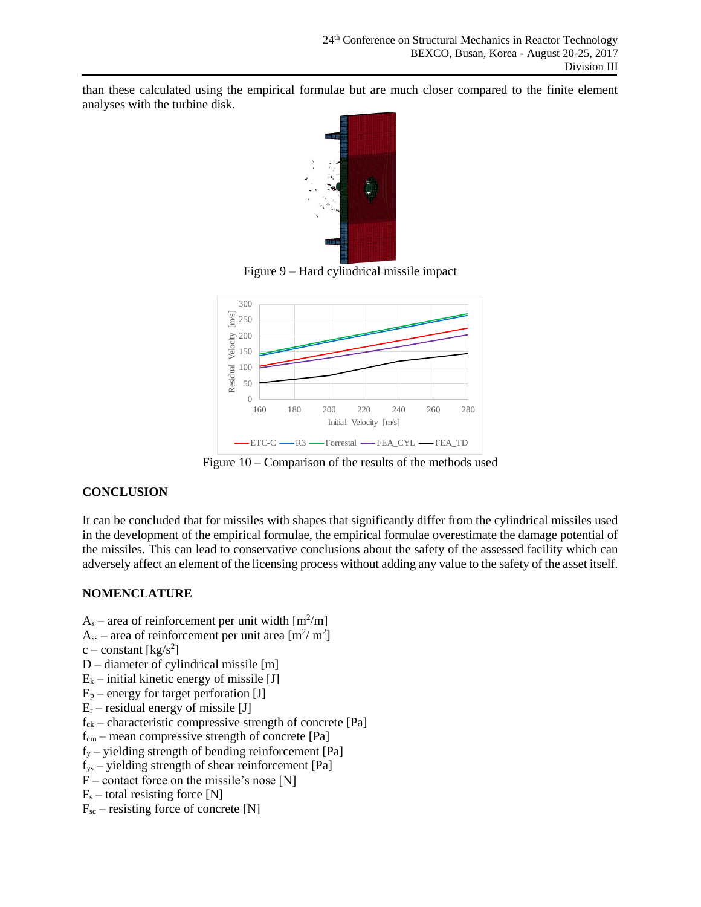than these calculated using the empirical formulae but are much closer compared to the finite element analyses with the turbine disk.

Figure 9 – Hard cylindrical missile impact

Figure 10 – Comparison of the results of the methods used

## CONCLUSION

It can be concluded that for missiles with shapes that significantly differ from the cylindrical missiles used in the development of the empirical formulae, the empirical formulae overestimate the damage potential of the missiles. This can lead to conservative conclusions about the safety of the assessed facility which can adversely affect an element of the licensing process without adding any value to the safety of the asset itself.

## NOMENCLATURE

$A_s$ – area of reinforcement per unit width [$m^2/m$]
$A_{ss}$ – area of reinforcement per unit area [$m^2/m^2$]
c – constant [$kg/s^2$]
D – diameter of cylindrical missile [m]
$E_k$ – initial kinetic energy of missile [J]
$E_p$ – energy for target perforation [J]
$E_r$ – residual energy of missile [J]
$f_{ck}$ – characteristic compressive strength of concrete [Pa]
$f_{cm}$ – mean compressive strength of concrete [Pa]
$f_y$ – yielding strength of bending reinforcement [Pa]
$f_{ys}$ – yielding strength of shear reinforcement [Pa]
F – contact force on the missile's nose [N]
$F_s$ – total resisting force [N]
$F_{sc}$ – resisting force of concrete [N]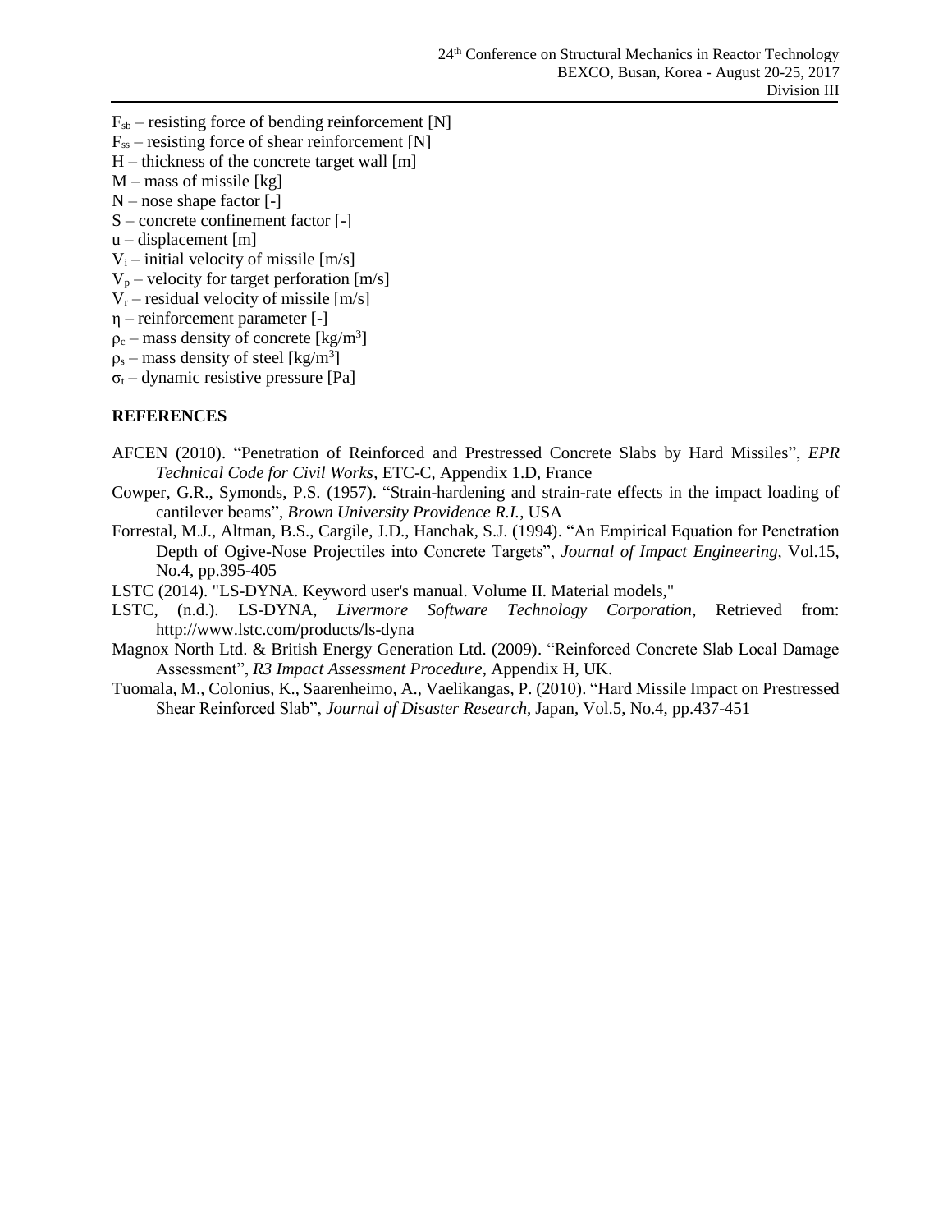$F_{sb}$ – resisting force of bending reinforcement [N]
$F_{ss}$ – resisting force of shear reinforcement [N]
$H$ – thickness of the concrete target wall [m]
$M$ – mass of missile [kg]
$N$ – nose shape factor [-]
$S$ – concrete confinement factor [-]
$u$ – displacement [m]
$V_i$ – initial velocity of missile [m/s]
$V_p$ – velocity for target perforation [m/s]
$V_r$ – residual velocity of missile [m/s]
$\eta$ – reinforcement parameter [-]
$\rho_c$ – mass density of concrete [kg/m$^3$]
$\rho_s$ – mass density of steel [kg/m$^3$]
$\sigma_t$ – dynamic resistive pressure [Pa]

## REFERENCES

AFCEN (2010). "Penetration of Reinforced and Prestressed Concrete Slabs by Hard Missiles", *EPR Technical Code for Civil Works*, ETC-C, Appendix 1.D, France

Cowper, G.R., Symonds, P.S. (1957). "Strain-hardening and strain-rate effects in the impact loading of cantilever beams", *Brown University Providence R.I.*, USA

Forrestal, M.J., Altman, B.S., Cargile, J.D., Hanchak, S.J. (1994). "An Empirical Equation for Penetration Depth of Ogive-Nose Projectiles into Concrete Targets", *Journal of Impact Engineering*, Vol.15, No.4, pp.395-405

LSTC (2014). "LS-DYNA. Keyword user's manual. Volume II. Material models,"

LSTC, (n.d.). LS-DYNA, *Livermore Software Technology Corporation*, Retrieved from: http://www.lstc.com/products/ls-dyna

Magnox North Ltd. & British Energy Generation Ltd. (2009). "Reinforced Concrete Slab Local Damage Assessment", *R3 Impact Assessment Procedure*, Appendix H, UK.

Tuomala, M., Colonius, K., Saarenheimo, A., Vaelikangas, P. (2010). "Hard Missile Impact on Prestressed Shear Reinforced Slab", *Journal of Disaster Research*, Japan, Vol.5, No.4, pp.437-451